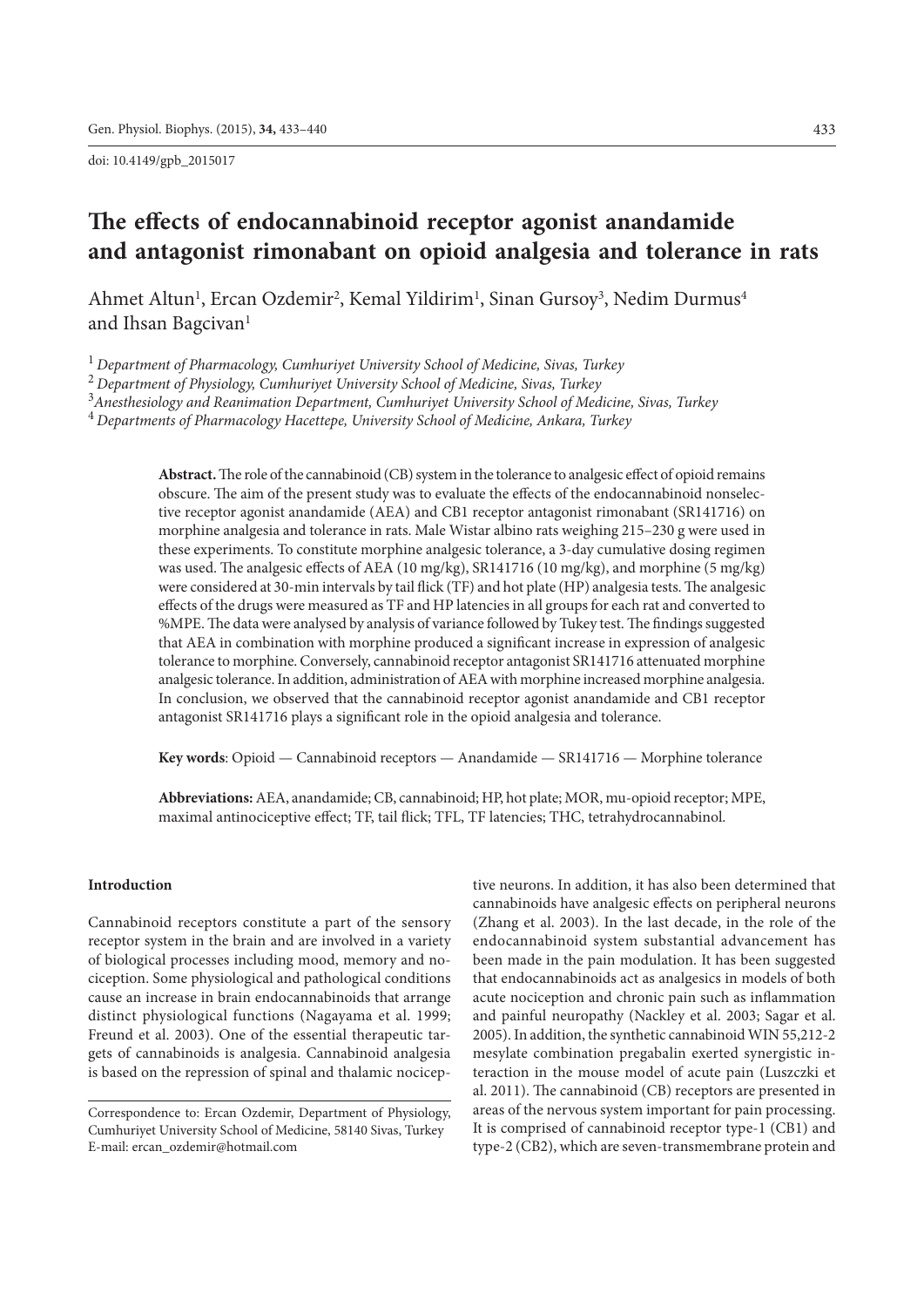doi: 10.4149/gpb_2015017

# The effects of endocannabinoid receptor agonist anandamide and antagonist rimonabant on opioid analgesia and tolerance in rats

Ahmet Altun[1], Ercan Ozdemir[2], Kemal Yildirim[1], Sinan Gursoy[3], Nedim Durmus[4] and Ihsan Bagcivan[1]

[1] *Department of Pharmacology, Cumhuriyet University School of Medicine, Sivas, Turkey*
[2] *Department of Physiology, Cumhuriyet University School of Medicine, Sivas, Turkey*
[3] *Anesthesiology and Reanimation Department, Cumhuriyet University School of Medicine, Sivas, Turkey*
[4] *Departments of Pharmacology Hacettepe, University School of Medicine, Ankara, Turkey*

**Abstract.** The role of the cannabinoid (CB) system in the tolerance to analgesic effect of opioid remains obscure. The aim of the present study was to evaluate the effects of the endocannabinoid nonselective receptor agonist anandamide (AEA) and CB1 receptor antagonist rimonabant (SR141716) on morphine analgesia and tolerance in rats. Male Wistar albino rats weighing 215–230 g were used in these experiments. To constitute morphine analgesic tolerance, a 3-day cumulative dosing regimen was used. The analgesic effects of AEA (10 mg/kg), SR141716 (10 mg/kg), and morphine (5 mg/kg) were considered at 30-min intervals by tail flick (TF) and hot plate (HP) analgesia tests. The analgesic effects of the drugs were measured as TF and HP latencies in all groups for each rat and converted to %MPE. The data were analysed by analysis of variance followed by Tukey test. The findings suggested that AEA in combination with morphine produced a significant increase in expression of analgesic tolerance to morphine. Conversely, cannabinoid receptor antagonist SR141716 attenuated morphine analgesic tolerance. In addition, administration of AEA with morphine increased morphine analgesia. In conclusion, we observed that the cannabinoid receptor agonist anandamide and CB1 receptor antagonist SR141716 plays a significant role in the opioid analgesia and tolerance.

**Key words**: Opioid — Cannabinoid receptors — Anandamide — SR141716 — Morphine tolerance

**Abbreviations:** AEA, anandamide; CB, cannabinoid; HP, hot plate; MOR, mu-opioid receptor; MPE, maximal antinociceptive effect; TF, tail flick; TFL, TF latencies; THC, tetrahydrocannabinol.

## Introduction

Cannabinoid receptors constitute a part of the sensory receptor system in the brain and are involved in a variety of biological processes including mood, memory and nociception. Some physiological and pathological conditions cause an increase in brain endocannabinoids that arrange distinct physiological functions (Nagayama et al. 1999; Freund et al. 2003). One of the essential therapeutic targets of cannabinoids is analgesia. Cannabinoid analgesia is based on the repression of spinal and thalamic nociceptive neurons. In addition, it has also been determined that cannabinoids have analgesic effects on peripheral neurons (Zhang et al. 2003). In the last decade, in the role of the endocannabinoid system substantial advancement has been made in the pain modulation. It has been suggested that endocannabinoids act as analgesics in models of both acute nociception and chronic pain such as inflammation and painful neuropathy (Nackley et al. 2003; Sagar et al. 2005). In addition, the synthetic cannabinoid WIN 55,212-2 mesylate combination pregabalin exerted synergistic interaction in the mouse model of acute pain (Luszczki et al. 2011). The cannabinoid (CB) receptors are presented in areas of the nervous system important for pain processing. It is comprised of cannabinoid receptor type-1 (CB1) and type-2 (CB2), which are seven-transmembrane protein and

Correspondence to: Ercan Ozdemir, Department of Physiology, Cumhuriyet University School of Medicine, 58140 Sivas, Turkey
E-mail: ercan_ozdemir@hotmail.com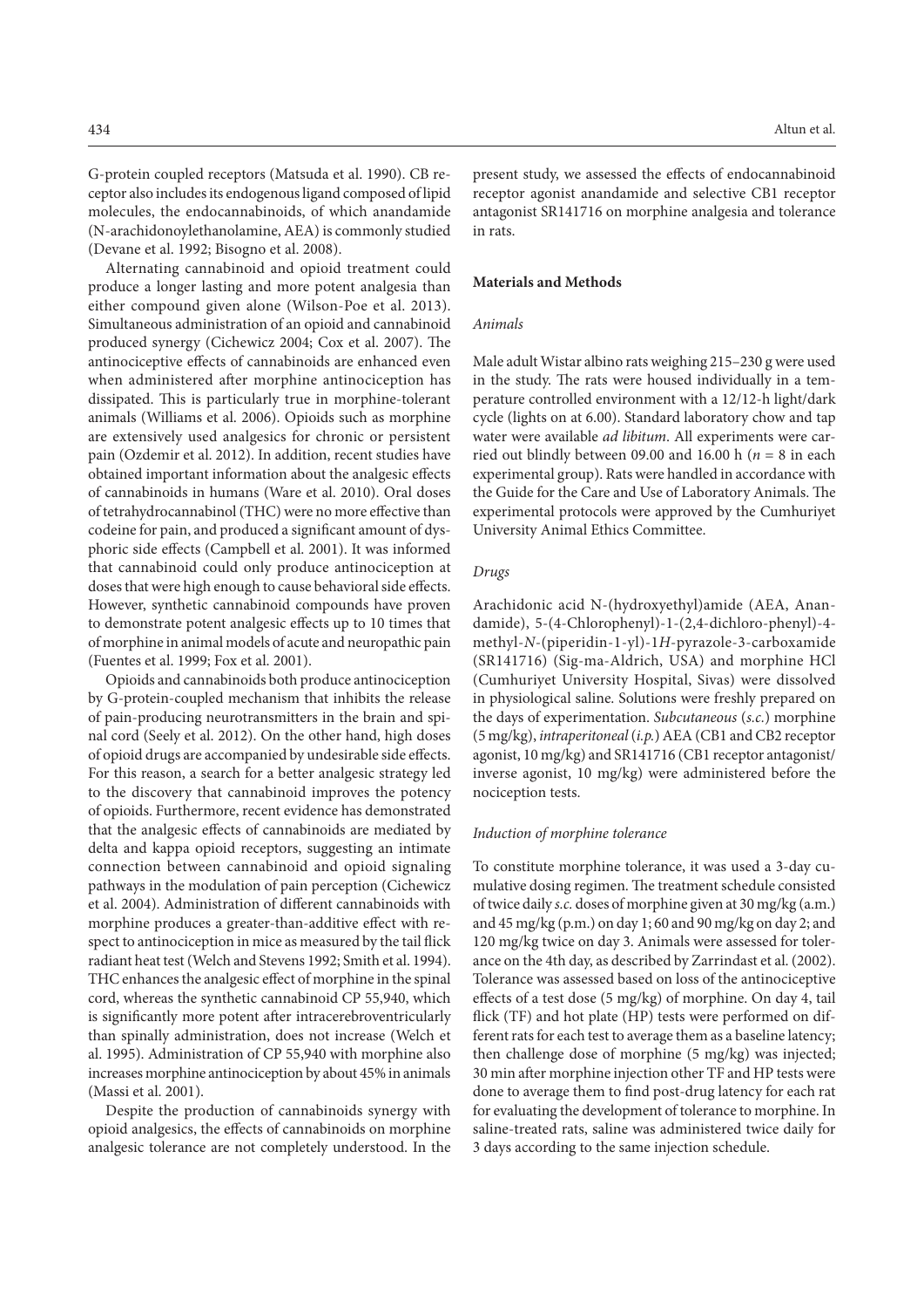G-protein coupled receptors (Matsuda et al. 1990). CB receptor also includes its endogenous ligand composed of lipid molecules, the endocannabinoids, of which anandamide (N-arachidonoylethanolamine, AEA) is commonly studied (Devane et al. 1992; Bisogno et al. 2008).

Alternating cannabinoid and opioid treatment could produce a longer lasting and more potent analgesia than either compound given alone (Wilson-Poe et al. 2013). Simultaneous administration of an opioid and cannabinoid produced synergy (Cichewicz 2004; Cox et al. 2007). The antinociceptive effects of cannabinoids are enhanced even when administered after morphine antinociception has dissipated. This is particularly true in morphine-tolerant animals (Williams et al. 2006). Opioids such as morphine are extensively used analgesics for chronic or persistent pain (Ozdemir et al. 2012). In addition, recent studies have obtained important information about the analgesic effects of cannabinoids in humans (Ware et al. 2010). Oral doses of tetrahydrocannabinol (THC) were no more effective than codeine for pain, and produced a significant amount of dysphoric side effects (Campbell et al. 2001). It was informed that cannabinoid could only produce antinociception at doses that were high enough to cause behavioral side effects. However, synthetic cannabinoid compounds have proven to demonstrate potent analgesic effects up to 10 times that of morphine in animal models of acute and neuropathic pain (Fuentes et al. 1999; Fox et al. 2001).

Opioids and cannabinoids both produce antinociception by G-protein-coupled mechanism that inhibits the release of pain-producing neurotransmitters in the brain and spinal cord (Seely et al. 2012). On the other hand, high doses of opioid drugs are accompanied by undesirable side effects. For this reason, a search for a better analgesic strategy led to the discovery that cannabinoid improves the potency of opioids. Furthermore, recent evidence has demonstrated that the analgesic effects of cannabinoids are mediated by delta and kappa opioid receptors, suggesting an intimate connection between cannabinoid and opioid signaling pathways in the modulation of pain perception (Cichewicz et al. 2004). Administration of different cannabinoids with morphine produces a greater-than-additive effect with respect to antinociception in mice as measured by the tail flick radiant heat test (Welch and Stevens 1992; Smith et al. 1994). THC enhances the analgesic effect of morphine in the spinal cord, whereas the synthetic cannabinoid CP 55,940, which is significantly more potent after intracerebroventricularly than spinally administration, does not increase (Welch et al. 1995). Administration of CP 55,940 with morphine also increases morphine antinociception by about 45% in animals (Massi et al. 2001).

Despite the production of cannabinoids synergy with opioid analgesics, the effects of cannabinoids on morphine analgesic tolerance are not completely understood. In the present study, we assessed the effects of endocannabinoid receptor agonist anandamide and selective CB1 receptor antagonist SR141716 on morphine analgesia and tolerance in rats.

## Materials and Methods

### *Animals*

Male adult Wistar albino rats weighing 215–230 g were used in the study. The rats were housed individually in a temperature controlled environment with a 12/12-h light/dark cycle (lights on at 6.00). Standard laboratory chow and tap water were available *ad libitum*. All experiments were carried out blindly between 09.00 and 16.00 h ($n = 8$ in each experimental group). Rats were handled in accordance with the Guide for the Care and Use of Laboratory Animals. The experimental protocols were approved by the Cumhuriyet University Animal Ethics Committee.

### *Drugs*

Arachidonic acid N-(hydroxyethyl)amide (AEA, Anandamide), 5-(4-Chlorophenyl)-1-(2,4-dichloro-phenyl)-4-methyl-*N*-(piperidin-1-yl)-1*H*-pyrazole-3-carboxamide (SR141716) (Sig-ma-Aldrich, USA) and morphine HCl (Cumhuriyet University Hospital, Sivas) were dissolved in physiological saline. Solutions were freshly prepared on the days of experimentation. *Subcutaneous* (*s.c.*) morphine (5 mg/kg), *intraperitoneal* (*i.p.*) AEA (CB1 and CB2 receptor agonist, 10 mg/kg) and SR141716 (CB1 receptor antagonist/inverse agonist, 10 mg/kg) were administered before the nociception tests.

### *Induction of morphine tolerance*

To constitute morphine tolerance, it was used a 3-day cumulative dosing regimen. The treatment schedule consisted of twice daily *s.c.* doses of morphine given at 30 mg/kg (a.m.) and 45 mg/kg (p.m.) on day 1; 60 and 90 mg/kg on day 2; and 120 mg/kg twice on day 3. Animals were assessed for tolerance on the 4th day, as described by Zarrindast et al. (2002). Tolerance was assessed based on loss of the antinociceptive effects of a test dose (5 mg/kg) of morphine. On day 4, tail flick (TF) and hot plate (HP) tests were performed on different rats for each test to average them as a baseline latency; then challenge dose of morphine (5 mg/kg) was injected; 30 min after morphine injection other TF and HP tests were done to average them to find post-drug latency for each rat for evaluating the development of tolerance to morphine. In saline-treated rats, saline was administered twice daily for 3 days according to the same injection schedule.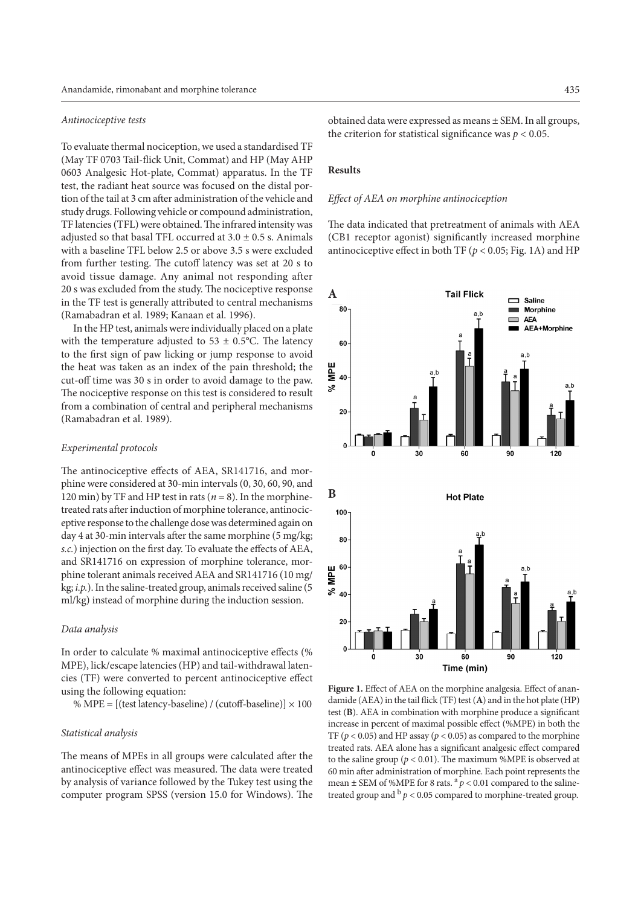### *Antinociceptive tests*

To evaluate thermal nociception, we used a standardised TF (May TF 0703 Tail-flick Unit, Commat) and HP (May AHP 0603 Analgesic Hot-plate, Commat) apparatus. In the TF test, the radiant heat source was focused on the distal portion of the tail at 3 cm after administration of the vehicle and study drugs. Following vehicle or compound administration, TF latencies (TFL) were obtained. The infrared intensity was adjusted so that basal TFL occurred at $3.0 \pm 0.5$ s. Animals with a baseline TFL below 2.5 or above 3.5 s were excluded from further testing. The cutoff latency was set at 20 s to avoid tissue damage. Any animal not responding after 20 s was excluded from the study. The nociceptive response in the TF test is generally attributed to central mechanisms (Ramabadran et al. 1989; Kanaan et al. 1996).

In the HP test, animals were individually placed on a plate with the temperature adjusted to $53 \pm 0.5$°C. The latency to the first sign of paw licking or jump response to avoid the heat was taken as an index of the pain threshold; the cut-off time was 30 s in order to avoid damage to the paw. The nociceptive response on this test is considered to result from a combination of central and peripheral mechanisms (Ramabadran et al. 1989).

### *Experimental protocols*

The antinociceptive effects of AEA, SR141716, and morphine were considered at 30-min intervals (0, 30, 60, 90, and 120 min) by TF and HP test in rats ($n = 8$). In the morphine-treated rats after induction of morphine tolerance, antinociceptive response to the challenge dose was determined again on day 4 at 30-min intervals after the same morphine (5 mg/kg; *s.c.*) injection on the first day. To evaluate the effects of AEA, and SR141716 on expression of morphine tolerance, morphine tolerant animals received AEA and SR141716 (10 mg/kg; *i.p.*). In the saline-treated group, animals received saline (5 ml/kg) instead of morphine during the induction session.

### *Data analysis*

In order to calculate % maximal antinociceptive effects (% MPE), lick/escape latencies (HP) and tail-withdrawal latencies (TF) were converted to percent antinociceptive effect using the following equation:

$$\% \text{ MPE} = [(\text{test latency-baseline}) / (\text{cutoff-baseline})] \times 100$$

### *Statistical analysis*

The means of MPEs in all groups were calculated after the antinociceptive effect was measured. The data were treated by analysis of variance followed by the Tukey test using the computer program SPSS (version 15.0 for Windows). The obtained data were expressed as means ± SEM. In all groups, the criterion for statistical significance was $p < 0.05$.

## Results

### *Effect of AEA on morphine antinociception*

The data indicated that pretreatment of animals with AEA (CB1 receptor agonist) significantly increased morphine antinociceptive effect in both TF ($p < 0.05$; Fig. 1A) and HP

**Figure 1.** Effect of AEA on the morphine analgesia. Effect of anandamide (AEA) in the tail flick (TF) test (**A**) and in the hot plate (HP) test (**B**). AEA in combination with morphine produce a significant increase in percent of maximal possible effect (%MPE) in both the TF ($p < 0.05$) and HP assay ($p < 0.05$) as compared to the morphine treated rats. AEA alone has a significant analgesic effect compared to the saline group ($p < 0.01$). The maximum %MPE is observed at 60 min after administration of morphine. Each point represents the mean ± SEM of %MPE for 8 rats. [a] $p < 0.01$ compared to the saline-treated group and [b] $p < 0.05$ compared to morphine-treated group.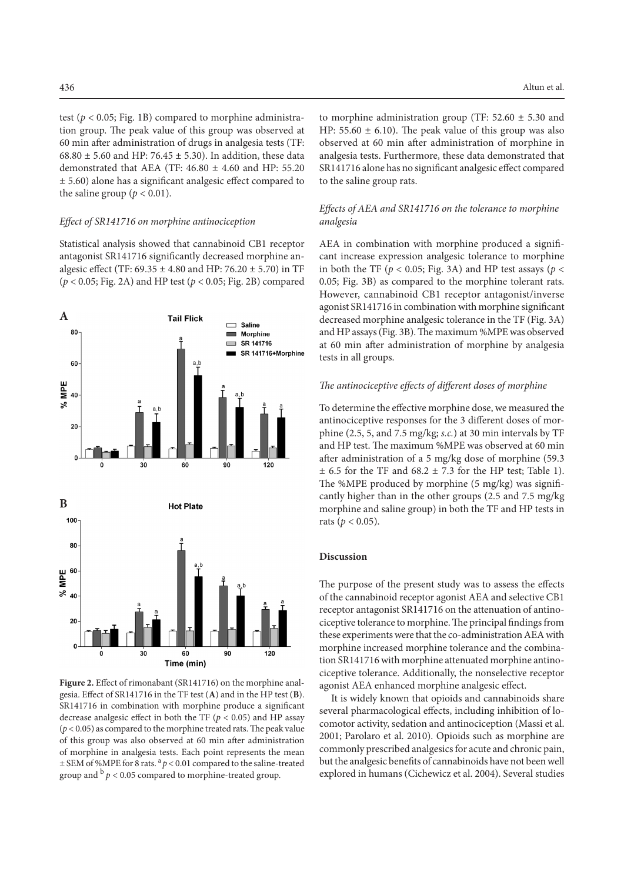test ($p < 0.05$; Fig. 1B) compared to morphine administration group. The peak value of this group was observed at 60 min after administration of drugs in analgesia tests (TF: 68.80 ± 5.60 and HP: 76.45 ± 5.30). In addition, these data demonstrated that AEA (TF: 46.80 ± 4.60 and HP: 55.20 ± 5.60) alone has a significant analgesic effect compared to the saline group ($p < 0.01$).

### *Effect of SR141716 on morphine antinociception*

Statistical analysis showed that cannabinoid CB1 receptor antagonist SR141716 significantly decreased morphine analgesic effect (TF: 69.35 ± 4.80 and HP: 76.20 ± 5.70) in TF ($p < 0.05$; Fig. 2A) and HP test ($p < 0.05$; Fig. 2B) compared to morphine administration group (TF: 52.60 ± 5.30 and HP: 55.60 ± 6.10). The peak value of this group was also observed at 60 min after administration of morphine in analgesia tests. Furthermore, these data demonstrated that SR141716 alone has no significant analgesic effect compared to the saline group rats.

**Figure 2.** Effect of rimonabant (SR141716) on the morphine analgesia. Effect of SR141716 in the TF test (**A**) and in the HP test (**B**). SR141716 in combination with morphine produce a significant decrease analgesic effect in both the TF ($p < 0.05$) and HP assay ($p < 0.05$) as compared to the morphine treated rats. The peak value of this group was also observed at 60 min after administration of morphine in analgesia tests. Each point represents the mean ± SEM of %MPE for 8 rats. [a] $p < 0.01$ compared to the saline-treated group and [b] $p < 0.05$ compared to morphine-treated group.

### *Effects of AEA and SR141716 on the tolerance to morphine analgesia*

AEA in combination with morphine produced a significant increase expression analgesic tolerance to morphine in both the TF ($p < 0.05$; Fig. 3A) and HP test assays ($p < 0.05$; Fig. 3B) as compared to the morphine tolerant rats. However, cannabinoid CB1 receptor antagonist/inverse agonist SR141716 in combination with morphine significant decreased morphine analgesic tolerance in the TF (Fig. 3A) and HP assays (Fig. 3B). The maximum %MPE was observed at 60 min after administration of morphine by analgesia tests in all groups.

### *The antinociceptive effects of different doses of morphine*

To determine the effective morphine dose, we measured the antinociceptive responses for the 3 different doses of morphine (2.5, 5, and 7.5 mg/kg; *s.c.*) at 30 min intervals by TF and HP test. The maximum %MPE was observed at 60 min after administration of a 5 mg/kg dose of morphine (59.3 ± 6.5 for the TF and 68.2 ± 7.3 for the HP test; Table 1). The %MPE produced by morphine (5 mg/kg) was significantly higher than in the other groups (2.5 and 7.5 mg/kg morphine and saline group) in both the TF and HP tests in rats ($p < 0.05$).

## Discussion

The purpose of the present study was to assess the effects of the cannabinoid receptor agonist AEA and selective CB1 receptor antagonist SR141716 on the attenuation of antinociceptive tolerance to morphine. The principal findings from these experiments were that the co-administration AEA with morphine increased morphine tolerance and the combination SR141716 with morphine attenuated morphine antinociceptive tolerance. Additionally, the nonselective receptor agonist AEA enhanced morphine analgesic effect.

It is widely known that opioids and cannabinoids share several pharmacological effects, including inhibition of locomotor activity, sedation and antinociception (Massi et al. 2001; Parolaro et al. 2010). Opioids such as morphine are commonly prescribed analgesics for acute and chronic pain, but the analgesic benefits of cannabinoids have not been well explored in humans (Cichewicz et al. 2004). Several studies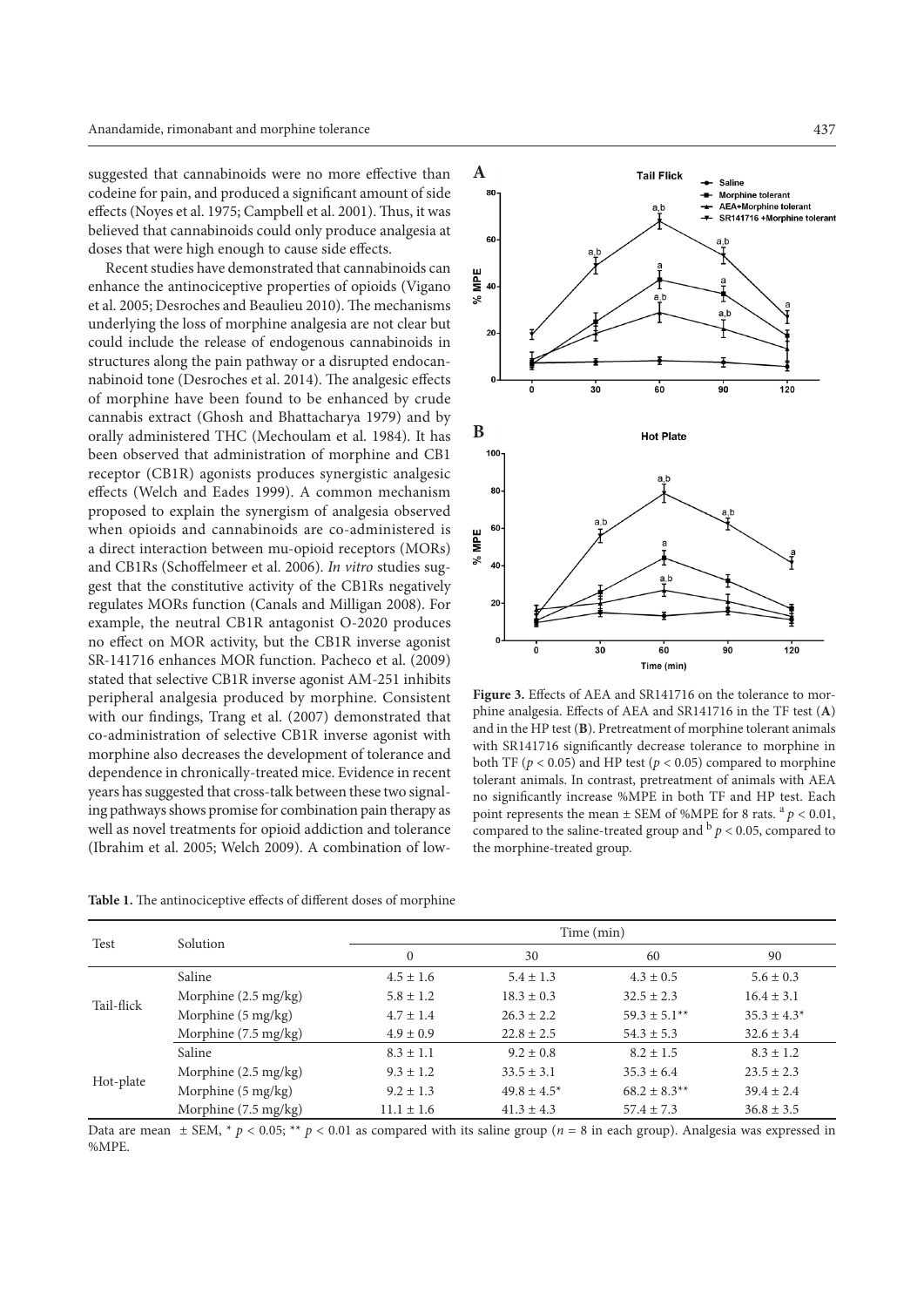suggested that cannabinoids were no more effective than codeine for pain, and produced a significant amount of side effects (Noyes et al. 1975; Campbell et al. 2001). Thus, it was believed that cannabinoids could only produce analgesia at doses that were high enough to cause side effects.

Recent studies have demonstrated that cannabinoids can enhance the antinociceptive properties of opioids (Vigano et al. 2005; Desroches and Beaulieu 2010). The mechanisms underlying the loss of morphine analgesia are not clear but could include the release of endogenous cannabinoids in structures along the pain pathway or a disrupted endocannabinoid tone (Desroches et al. 2014). The analgesic effects of morphine have been found to be enhanced by crude cannabis extract (Ghosh and Bhattacharya 1979) and by orally administered THC (Mechoulam et al. 1984). It has been observed that administration of morphine and CB1 receptor (CB1R) agonists produces synergistic analgesic effects (Welch and Eades 1999). A common mechanism proposed to explain the synergism of analgesia observed when opioids and cannabinoids are co-administered is a direct interaction between mu-opioid receptors (MORs) and CB1Rs (Schoffelmeer et al. 2006). *In vitro* studies suggest that the constitutive activity of the CB1Rs negatively regulates MORs function (Canals and Milligan 2008). For example, the neutral CB1R antagonist O-2020 produces no effect on MOR activity, but the CB1R inverse agonist SR-141716 enhances MOR function. Pacheco et al. (2009) stated that selective CB1R inverse agonist AM-251 inhibits peripheral analgesia produced by morphine. Consistent with our findings, Trang et al. (2007) demonstrated that co-administration of selective CB1R inverse agonist with morphine also decreases the development of tolerance and dependence in chronically-treated mice. Evidence in recent years has suggested that cross-talk between these two signaling pathways shows promise for combination pain therapy as well as novel treatments for opioid addiction and tolerance (Ibrahim et al. 2005; Welch 2009). A combination of low-

**Figure 3.** Effects of AEA and SR141716 on the tolerance to morphine analgesia. Effects of AEA and SR141716 in the TF test (**A**) and in the HP test (**B**). Pretreatment of morphine tolerant animals with SR141716 significantly decrease tolerance to morphine in both TF ($p < 0.05$) and HP test ($p < 0.05$) compared to morphine tolerant animals. In contrast, pretreatment of animals with AEA no significantly increase %MPE in both TF and HP test. Each point represents the mean ± SEM of %MPE for 8 rats. [a] $p < 0.01$, compared to the saline-treated group and [b] $p < 0.05$, compared to the morphine-treated group.

**Table 1.** The antinociceptive effects of different doses of morphine

| Test | Solution | Time (min) | | | |
|---|---|---|---|---|---|
| | | 0 | 30 | 60 | 90 |
| Tail-flick | Saline | 4.5 ± 1.6 | 5.4 ± 1.3 | 4.3 ± 0.5 | 5.6 ± 0.3 |
| | Morphine (2.5 mg/kg) | 5.8 ± 1.2 | 18.3 ± 0.3 | 32.5 ± 2.3 | 16.4 ± 3.1 |
| | Morphine (5 mg/kg) | 4.7 ± 1.4 | 26.3 ± 2.2 | 59.3 ± 5.1** | 35.3 ± 4.3* |
| | Morphine (7.5 mg/kg) | 4.9 ± 0.9 | 22.8 ± 2.5 | 54.3 ± 5.3 | 32.6 ± 3.4 |
| Hot-plate | Saline | 8.3 ± 1.1 | 9.2 ± 0.8 | 8.2 ± 1.5 | 8.3 ± 1.2 |
| | Morphine (2.5 mg/kg) | 9.3 ± 1.2 | 33.5 ± 3.1 | 35.3 ± 6.4 | 23.5 ± 2.3 |
| | Morphine (5 mg/kg) | 9.2 ± 1.3 | 49.8 ± 4.5* | 68.2 ± 8.3** | 39.4 ± 2.4 |
| | Morphine (7.5 mg/kg) | 11.1 ± 1.6 | 41.3 ± 4.3 | 57.4 ± 7.3 | 36.8 ± 3.5 |

Data are mean ± SEM, * $p < 0.05$; ** $p < 0.01$ as compared with its saline group ($n$ = 8 in each group). Analgesia was expressed in %MPE.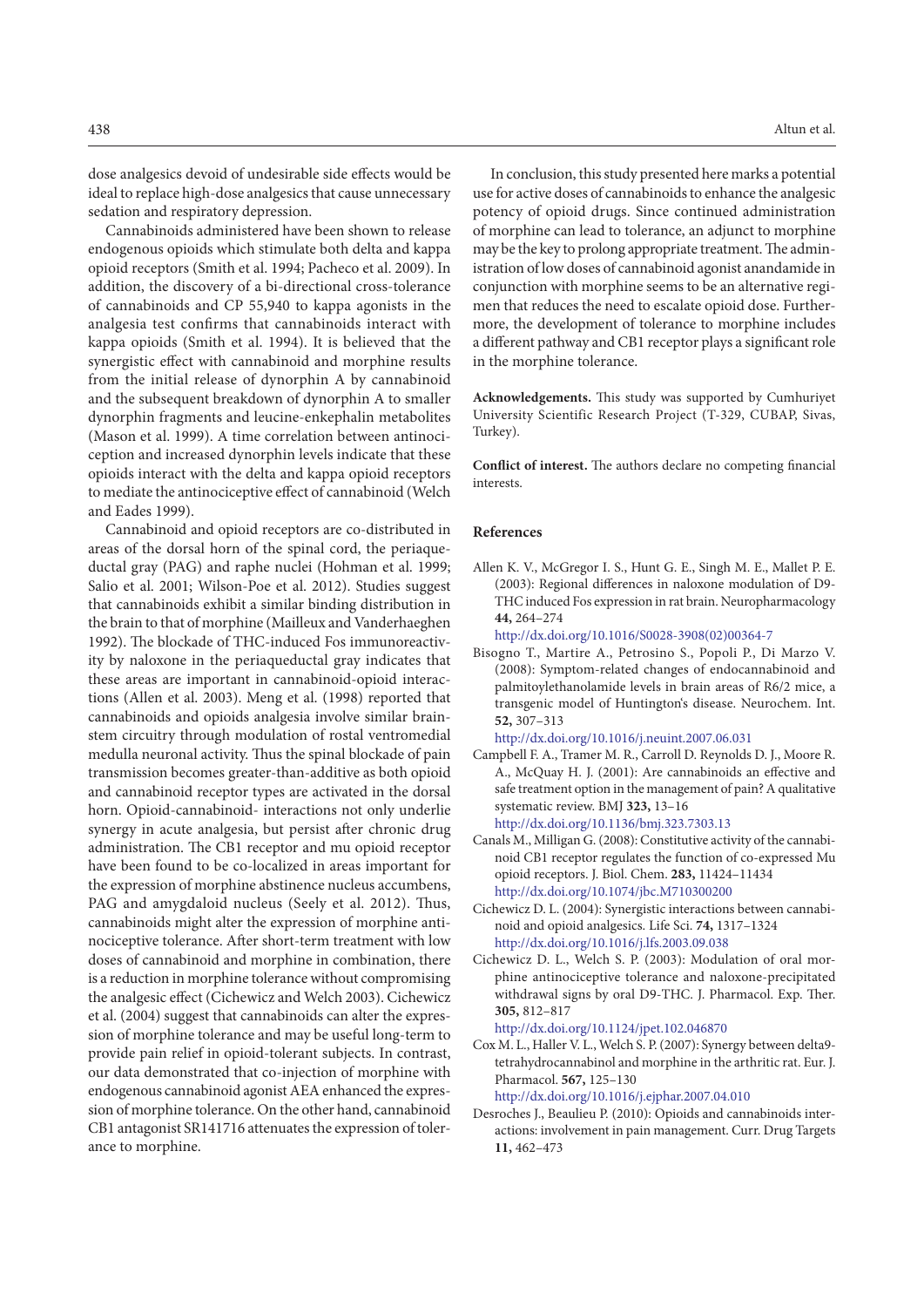dose analgesics devoid of undesirable side effects would be ideal to replace high-dose analgesics that cause unnecessary sedation and respiratory depression.

Cannabinoids administered have been shown to release endogenous opioids which stimulate both delta and kappa opioid receptors (Smith et al. 1994; Pacheco et al. 2009). In addition, the discovery of a bi-directional cross-tolerance of cannabinoids and CP 55,940 to kappa agonists in the analgesia test confirms that cannabinoids interact with kappa opioids (Smith et al. 1994). It is believed that the synergistic effect with cannabinoid and morphine results from the initial release of dynorphin A by cannabinoid and the subsequent breakdown of dynorphin A to smaller dynorphin fragments and leucine-enkephalin metabolites (Mason et al. 1999). A time correlation between antinociception and increased dynorphin levels indicate that these opioids interact with the delta and kappa opioid receptors to mediate the antinociceptive effect of cannabinoid (Welch and Eades 1999).

Cannabinoid and opioid receptors are co-distributed in areas of the dorsal horn of the spinal cord, the periaqueductal gray (PAG) and raphe nuclei (Hohman et al. 1999; Salio et al. 2001; Wilson-Poe et al. 2012). Studies suggest that cannabinoids exhibit a similar binding distribution in the brain to that of morphine (Mailleux and Vanderhaeghen 1992). The blockade of THC-induced Fos immunoreactivity by naloxone in the periaqueductal gray indicates that these areas are important in cannabinoid-opioid interactions (Allen et al. 2003). Meng et al. (1998) reported that cannabinoids and opioids analgesia involve similar brainstem circuitry through modulation of rostal ventromedial medulla neuronal activity. Thus the spinal blockade of pain transmission becomes greater-than-additive as both opioid and cannabinoid receptor types are activated in the dorsal horn. Opioid-cannabinoid- interactions not only underlie synergy in acute analgesia, but persist after chronic drug administration. The CB1 receptor and mu opioid receptor have been found to be co-localized in areas important for the expression of morphine abstinence nucleus accumbens, PAG and amygdaloid nucleus (Seely et al. 2012). Thus, cannabinoids might alter the expression of morphine antinociceptive tolerance. After short-term treatment with low doses of cannabinoid and morphine in combination, there is a reduction in morphine tolerance without compromising the analgesic effect (Cichewicz and Welch 2003). Cichewicz et al. (2004) suggest that cannabinoids can alter the expression of morphine tolerance and may be useful long-term to provide pain relief in opioid-tolerant subjects. In contrast, our data demonstrated that co-injection of morphine with endogenous cannabinoid agonist AEA enhanced the expression of morphine tolerance. On the other hand, cannabinoid CB1 antagonist SR141716 attenuates the expression of tolerance to morphine.

In conclusion, this study presented here marks a potential use for active doses of cannabinoids to enhance the analgesic potency of opioid drugs. Since continued administration of morphine can lead to tolerance, an adjunct to morphine may be the key to prolong appropriate treatment. The administration of low doses of cannabinoid agonist anandamide in conjunction with morphine seems to be an alternative regimen that reduces the need to escalate opioid dose. Furthermore, the development of tolerance to morphine includes a different pathway and CB1 receptor plays a significant role in the morphine tolerance.

**Acknowledgements.** This study was supported by Cumhuriyet University Scientific Research Project (T-329, CUBAP, Sivas, Turkey).

**Conflict of interest.** The authors declare no competing financial interests.

## References

Allen K. V., McGregor I. S., Hunt G. E., Singh M. E., Mallet P. E. (2003): Regional differences in naloxone modulation of D9-THC induced Fos expression in rat brain. Neuropharmacology **44,** 264–274
http://dx.doi.org/10.1016/S0028-3908(02)00364-7

Bisogno T., Martire A., Petrosino S., Popoli P., Di Marzo V. (2008): Symptom-related changes of endocannabinoid and palmitoylethanolamide levels in brain areas of R6/2 mice, a transgenic model of Huntington's disease. Neurochem. Int. **52,** 307–313
http://dx.doi.org/10.1016/j.neuint.2007.06.031

Campbell F. A., Tramer M. R., Carroll D. Reynolds D. J., Moore R. A., McQuay H. J. (2001): Are cannabinoids an effective and safe treatment option in the management of pain? A qualitative systematic review. BMJ **323,** 13–16
http://dx.doi.org/10.1136/bmj.323.7303.13

Canals M., Milligan G. (2008): Constitutive activity of the cannabinoid CB1 receptor regulates the function of co-expressed Mu opioid receptors. J. Biol. Chem. **283,** 11424–11434
http://dx.doi.org/10.1074/jbc.M710300200

Cichewicz D. L. (2004): Synergistic interactions between cannabinoid and opioid analgesics. Life Sci. **74,** 1317–1324
http://dx.doi.org/10.1016/j.lfs.2003.09.038

Cichewicz D. L., Welch S. P. (2003): Modulation of oral morphine antinociceptive tolerance and naloxone-precipitated withdrawal signs by oral D9-THC. J. Pharmacol. Exp. Ther. **305,** 812–817
http://dx.doi.org/10.1124/jpet.102.046870

Cox M. L., Haller V. L., Welch S. P. (2007): Synergy between delta9-tetrahydrocannabinol and morphine in the arthritic rat. Eur. J. Pharmacol. **567,** 125–130
http://dx.doi.org/10.1016/j.ejphar.2007.04.010

Desroches J., Beaulieu P. (2010): Opioids and cannabinoids interactions: involvement in pain management. Curr. Drug Targets **11,** 462–473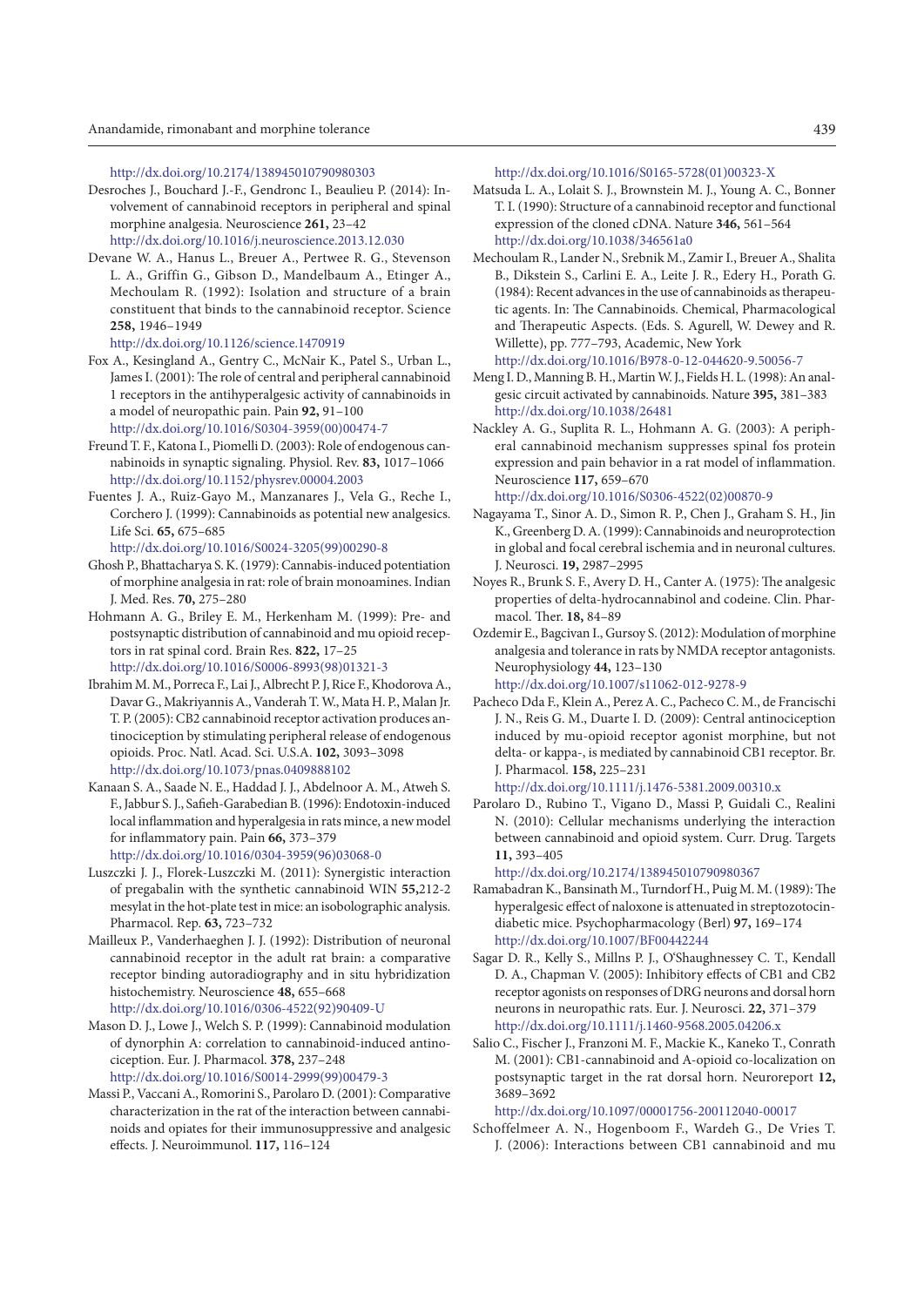http://dx.doi.org/10.2174/138945010790980303

Desroches J., Bouchard J.-F., Gendronc I., Beaulieu P. (2014): Involvement of cannabinoid receptors in peripheral and spinal morphine analgesia. Neuroscience **261,** 23–42
http://dx.doi.org/10.1016/j.neuroscience.2013.12.030

Devane W. A., Hanus L., Breuer A., Pertwee R. G., Stevenson L. A., Griffin G., Gibson D., Mandelbaum A., Etinger A., Mechoulam R. (1992): Isolation and structure of a brain constituent that binds to the cannabinoid receptor. Science **258,** 1946–1949
http://dx.doi.org/10.1126/science.1470919

Fox A., Kesingland A., Gentry C., McNair K., Patel S., Urban L., James I. (2001): The role of central and peripheral cannabinoid 1 receptors in the antihyperalgesic activity of cannabinoids in a model of neuropathic pain. Pain **92,** 91–100
http://dx.doi.org/10.1016/S0304-3959(00)00474-7

Freund T. F., Katona I., Piomelli D. (2003): Role of endogenous cannabinoids in synaptic signaling. Physiol. Rev. **83,** 1017–1066
http://dx.doi.org/10.1152/physrev.00004.2003

Fuentes J. A., Ruiz-Gayo M., Manzanares J., Vela G., Reche I., Corchero J. (1999): Cannabinoids as potential new analgesics. Life Sci. **65,** 675–685
http://dx.doi.org/10.1016/S0024-3205(99)00290-8

Ghosh P., Bhattacharya S. K. (1979): Cannabis-induced potentiation of morphine analgesia in rat: role of brain monoamines. Indian J. Med. Res. **70,** 275–280

Hohmann A. G., Briley E. M., Herkenham M. (1999): Pre- and postsynaptic distribution of cannabinoid and mu opioid receptors in rat spinal cord. Brain Res. **822,** 17–25
http://dx.doi.org/10.1016/S0006-8993(98)01321-3

Ibrahim M. M., Porreca F., Lai J., Albrecht P. J, Rice F., Khodorova A., Davar G., Makriyannis A., Vanderah T. W., Mata H. P., Malan Jr. T. P. (2005): CB2 cannabinoid receptor activation produces antinociception by stimulating peripheral release of endogenous opioids. Proc. Natl. Acad. Sci. U.S.A. **102,** 3093–3098
http://dx.doi.org/10.1073/pnas.0409888102

Kanaan S. A., Saade N. E., Haddad J. J., Abdelnoor A. M., Atweh S. F., Jabbur S. J., Safieh-Garabedian B. (1996): Endotoxin-induced local inflammation and hyperalgesia in rats mince, a new model for inflammatory pain. Pain **66,** 373–379
http://dx.doi.org/10.1016/0304-3959(96)03068-0

Luszczki J. J., Florek-Luszczki M. (2011): Synergistic interaction of pregabalin with the synthetic cannabinoid WIN **55,**212-2 mesylat in the hot-plate test in mice: an isobolographic analysis. Pharmacol. Rep. **63,** 723–732

Mailleux P., Vanderhaeghen J. J. (1992): Distribution of neuronal cannabinoid receptor in the adult rat brain: a comparative receptor binding autoradiography and in situ hybridization histochemistry. Neuroscience **48,** 655–668
http://dx.doi.org/10.1016/0306-4522(92)90409-U

Mason D. J., Lowe J., Welch S. P. (1999): Cannabinoid modulation of dynorphin A: correlation to cannabinoid-induced antinociception. Eur. J. Pharmacol. **378,** 237–248
http://dx.doi.org/10.1016/S0014-2999(99)00479-3

Massi P., Vaccani A., Romorini S., Parolaro D. (2001): Comparative characterization in the rat of the interaction between cannabinoids and opiates for their immunosuppressive and analgesic effects. J. Neuroimmunol. **117,** 116–124
http://dx.doi.org/10.1016/S0165-5728(01)00323-X

Matsuda L. A., Lolait S. J., Brownstein M. J., Young A. C., Bonner T. I. (1990): Structure of a cannabinoid receptor and functional expression of the cloned cDNA. Nature **346,** 561–564
http://dx.doi.org/10.1038/346561a0

Mechoulam R., Lander N., Srebnik M., Zamir I., Breuer A., Shalita B., Dikstein S., Carlini E. A., Leite J. R., Edery H., Porath G. (1984): Recent advances in the use of cannabinoids as therapeutic agents. In: The Cannabinoids. Chemical, Pharmacological and Therapeutic Aspects. (Eds. S. Agurell, W. Dewey and R. Willette), pp. 777–793, Academic, New York
http://dx.doi.org/10.1016/B978-0-12-044620-9.50056-7

Meng I. D., Manning B. H., Martin W. J., Fields H. L. (1998): An analgesic circuit activated by cannabinoids. Nature **395,** 381–383
http://dx.doi.org/10.1038/26481

Nackley A. G., Suplita R. L., Hohmann A. G. (2003): A peripheral cannabinoid mechanism suppresses spinal fos protein expression and pain behavior in a rat model of inflammation. Neuroscience **117,** 659–670
http://dx.doi.org/10.1016/S0306-4522(02)00870-9

Nagayama T., Sinor A. D., Simon R. P., Chen J., Graham S. H., Jin K., Greenberg D. A. (1999): Cannabinoids and neuroprotection in global and focal cerebral ischemia and in neuronal cultures. J. Neurosci. **19,** 2987–2995

Noyes R., Brunk S. F., Avery D. H., Canter A. (1975): The analgesic properties of delta-hydrocannabinol and codeine. Clin. Pharmacol. Ther. **18,** 84–89

Ozdemir E., Bagcivan I., Gursoy S. (2012): Modulation of morphine analgesia and tolerance in rats by NMDA receptor antagonists. Neurophysiology **44,** 123–130
http://dx.doi.org/10.1007/s11062-012-9278-9

Pacheco Dda F., Klein A., Perez A. C., Pacheco C. M., de Francischi J. N., Reis G. M., Duarte I. D. (2009): Central antinociception induced by mu-opioid receptor agonist morphine, but not delta- or kappa-, is mediated by cannabinoid CB1 receptor. Br. J. Pharmacol. **158,** 225–231
http://dx.doi.org/10.1111/j.1476-5381.2009.00310.x

Parolaro D., Rubino T., Vigano D., Massi P, Guidali C., Realini N. (2010): Cellular mechanisms underlying the interaction between cannabinoid and opioid system. Curr. Drug. Targets **11,** 393–405
http://dx.doi.org/10.2174/138945010790980367

Ramabadran K., Bansinath M., Turndorf H., Puig M. M. (1989): The hyperalgesic effect of naloxone is attenuated in streptozotocin-diabetic mice. Psychopharmacology (Berl) **97,** 169–174
http://dx.doi.org/10.1007/BF00442244

Sagar D. R., Kelly S., Millns P. J., O'Shaughnessey C. T., Kendall D. A., Chapman V. (2005): Inhibitory effects of CB1 and CB2 receptor agonists on responses of DRG neurons and dorsal horn neurons in neuropathic rats. Eur. J. Neurosci. **22,** 371–379
http://dx.doi.org/10.1111/j.1460-9568.2005.04206.x

Salio C., Fischer J., Franzoni M. F., Mackie K., Kaneko T., Conrath M. (2001): CB1-cannabinoid and A-opioid co-localization on postsynaptic target in the rat dorsal horn. Neuroreport **12,** 3689–3692
http://dx.doi.org/10.1097/00001756-200112040-00017

Schoffelmeer A. N., Hogenboom F., Wardeh G., De Vries T. J. (2006): Interactions between CB1 cannabinoid and mu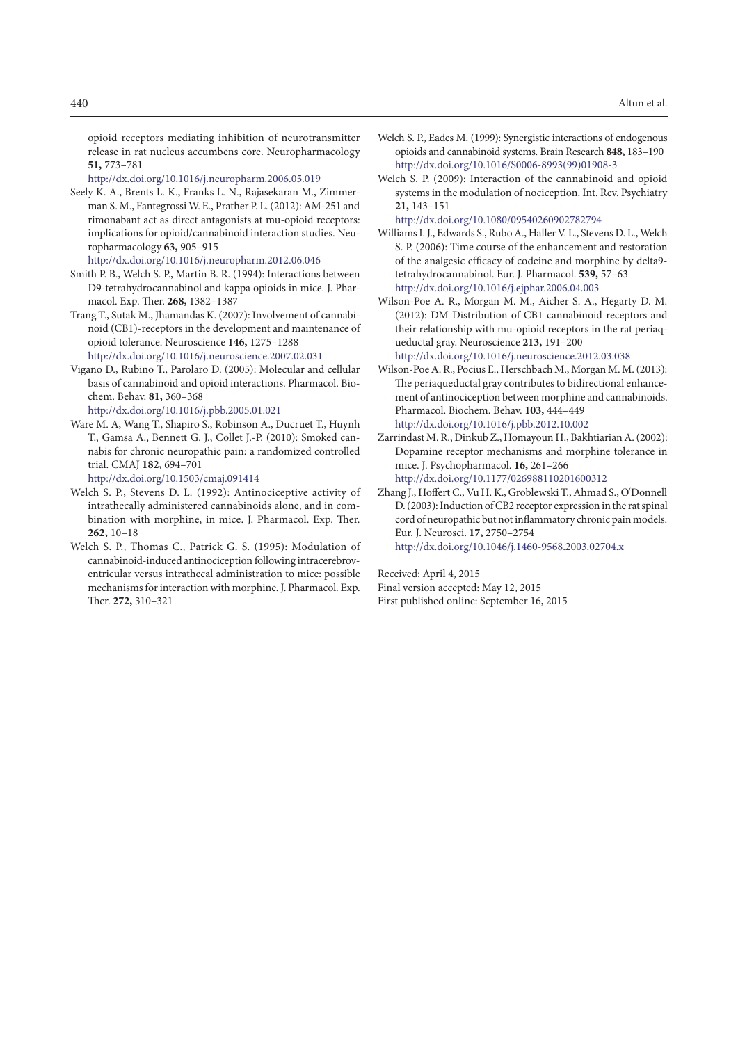opioid receptors mediating inhibition of neurotransmitter release in rat nucleus accumbens core. Neuropharmacology **51,** 773–781
http://dx.doi.org/10.1016/j.neuropharm.2006.05.019

Seely K. A., Brents L. K., Franks L. N., Rajasekaran M., Zimmerman S. M., Fantegrossi W. E., Prather P. L. (2012): AM-251 and rimonabant act as direct antagonists at mu-opioid receptors: implications for opioid/cannabinoid interaction studies. Neuropharmacology **63,** 905–915
http://dx.doi.org/10.1016/j.neuropharm.2012.06.046

Smith P. B., Welch S. P., Martin B. R. (1994): Interactions between D9-tetrahydrocannabinol and kappa opioids in mice. J. Pharmacol. Exp. Ther. **268,** 1382–1387

Trang T., Sutak M., Jhamandas K. (2007): Involvement of cannabinoid (CB1)-receptors in the development and maintenance of opioid tolerance. Neuroscience **146,** 1275–1288
http://dx.doi.org/10.1016/j.neuroscience.2007.02.031

Vigano D., Rubino T., Parolaro D. (2005): Molecular and cellular basis of cannabinoid and opioid interactions. Pharmacol. Biochem. Behav. **81,** 360–368
http://dx.doi.org/10.1016/j.pbb.2005.01.021

Ware M. A, Wang T., Shapiro S., Robinson A., Ducruet T., Huynh T., Gamsa A., Bennett G. J., Collet J.-P. (2010): Smoked cannabis for chronic neuropathic pain: a randomized controlled trial. CMAJ **182,** 694–701
http://dx.doi.org/10.1503/cmaj.091414

Welch S. P., Stevens D. L. (1992): Antinociceptive activity of intrathecally administered cannabinoids alone, and in combination with morphine, in mice. J. Pharmacol. Exp. Ther. **262,** 10–18

Welch S. P., Thomas C., Patrick G. S. (1995): Modulation of cannabinoid-induced antinociception following intracerebroventricular versus intrathecal administration to mice: possible mechanisms for interaction with morphine. J. Pharmacol. Exp. Ther. **272,** 310–321

Welch S. P., Eades M. (1999): Synergistic interactions of endogenous opioids and cannabinoid systems. Brain Research **848,** 183–190
http://dx.doi.org/10.1016/S0006-8993(99)01908-3

Welch S. P. (2009): Interaction of the cannabinoid and opioid systems in the modulation of nociception. Int. Rev. Psychiatry **21,** 143–151
http://dx.doi.org/10.1080/09540260902782794

Williams I. J., Edwards S., Rubo A., Haller V. L., Stevens D. L., Welch S. P. (2006): Time course of the enhancement and restoration of the analgesic efficacy of codeine and morphine by delta9-tetrahydrocannabinol. Eur. J. Pharmacol. **539,** 57–63
http://dx.doi.org/10.1016/j.ejphar.2006.04.003

Wilson-Poe A. R., Morgan M. M., Aicher S. A., Hegarty D. M. (2012): DM Distribution of CB1 cannabinoid receptors and their relationship with mu-opioid receptors in the rat periaqueductal gray. Neuroscience **213,** 191–200
http://dx.doi.org/10.1016/j.neuroscience.2012.03.038

Wilson-Poe A. R., Pocius E., Herschbach M., Morgan M. M. (2013): The periaqueductal gray contributes to bidirectional enhancement of antinociception between morphine and cannabinoids. Pharmacol. Biochem. Behav. **103,** 444–449
http://dx.doi.org/10.1016/j.pbb.2012.10.002

Zarrindast M. R., Dinkub Z., Homayoun H., Bakhtiarian A. (2002): Dopamine receptor mechanisms and morphine tolerance in mice. J. Psychopharmacol. **16,** 261–266
http://dx.doi.org/10.1177/026988110201600312

Zhang J., Hoffert C., Vu H. K., Groblewski T., Ahmad S., O'Donnell D. (2003): Induction of CB2 receptor expression in the rat spinal cord of neuropathic but not inflammatory chronic pain models. Eur. J. Neurosci. **17,** 2750–2754
http://dx.doi.org/10.1046/j.1460-9568.2003.02704.x

Received: April 4, 2015
Final version accepted: May 12, 2015
First published online: September 16, 2015